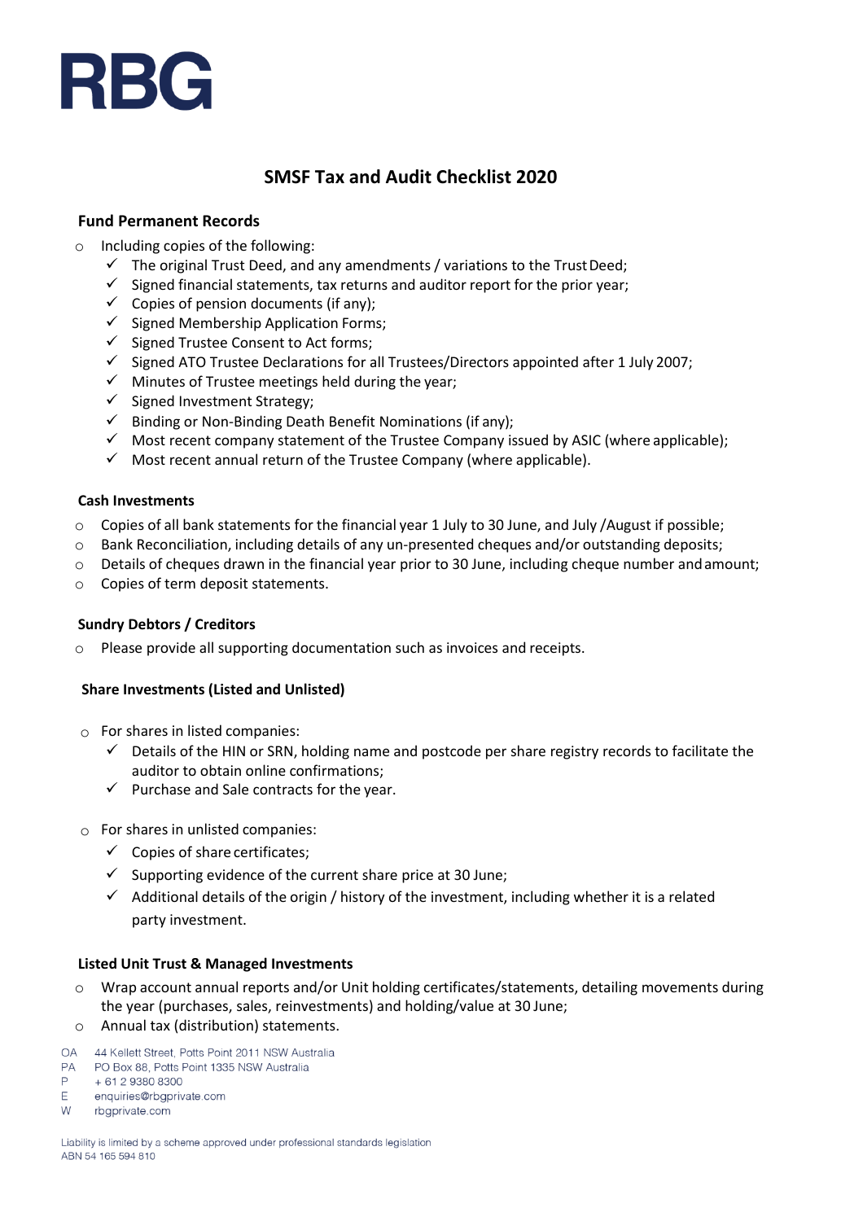RBG

# SMSF Tax and Audit Checklist 2020

## Fund Permanent Records

- Including copies of the following:
  - ✓ The original Trust Deed, and any amendments / variations to the Trust Deed;
  - ✓ Signed financial statements, tax returns and auditor report for the prior year;
  - ✓ Copies of pension documents (if any);
  - ✓ Signed Membership Application Forms;
  - ✓ Signed Trustee Consent to Act forms;
  - ✓ Signed ATO Trustee Declarations for all Trustees/Directors appointed after 1 July 2007;
  - ✓ Minutes of Trustee meetings held during the year;
  - ✓ Signed Investment Strategy;
  - ✓ Binding or Non-Binding Death Benefit Nominations (if any);
  - ✓ Most recent company statement of the Trustee Company issued by ASIC (where applicable);
  - ✓ Most recent annual return of the Trustee Company (where applicable).

## Cash Investments

- Copies of all bank statements for the financial year 1 July to 30 June, and July /August if possible;
- Bank Reconciliation, including details of any un-presented cheques and/or outstanding deposits;
- Details of cheques drawn in the financial year prior to 30 June, including cheque number and amount;
- Copies of term deposit statements.

## Sundry Debtors / Creditors

- Please provide all supporting documentation such as invoices and receipts.

## Share Investments (Listed and Unlisted)

- For shares in listed companies:
  - ✓ Details of the HIN or SRN, holding name and postcode per share registry records to facilitate the auditor to obtain online confirmations;
  - ✓ Purchase and Sale contracts for the year.
- For shares in unlisted companies:
  - ✓ Copies of share certificates;
  - ✓ Supporting evidence of the current share price at 30 June;
  - ✓ Additional details of the origin / history of the investment, including whether it is a related party investment.

## Listed Unit Trust & Managed Investments

- Wrap account annual reports and/or Unit holding certificates/statements, detailing movements during the year (purchases, sales, reinvestments) and holding/value at 30 June;
- Annual tax (distribution) statements.

OA 44 Kellett Street, Potts Point 2011 NSW Australia
PA PO Box 88, Potts Point 1335 NSW Australia
P + 61 2 9380 8300
E enquiries@rbgprivate.com
W rbgprivate.com

Liability is limited by a scheme approved under professional standards legislation
ABN 54 165 594 810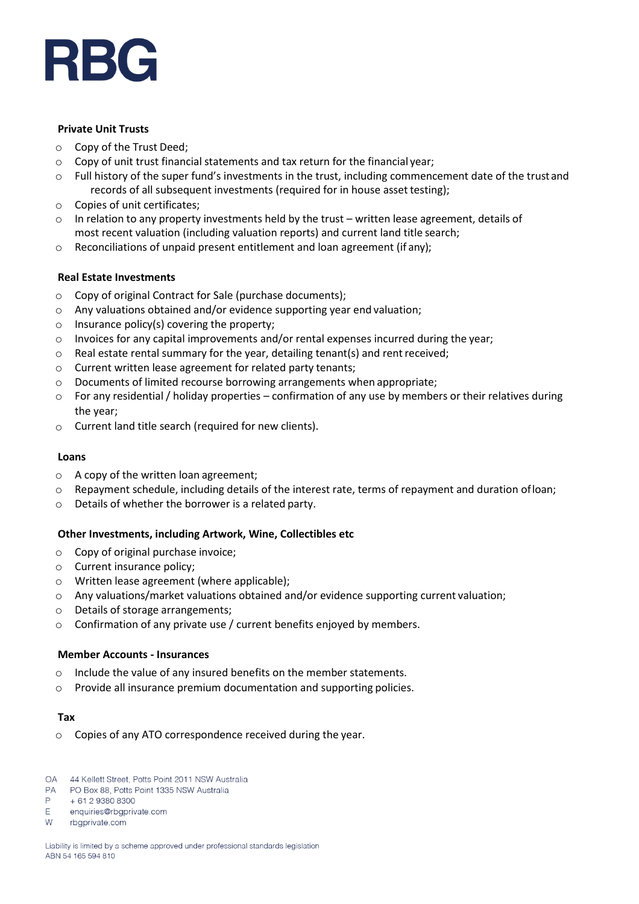#### Private Unit Trusts

- Copy of the Trust Deed;
- Copy of unit trust financial statements and tax return for the financial year;
- Full history of the super fund's investments in the trust, including commencement date of the trust and records of all subsequent investments (required for in house asset testing);
- Copies of unit certificates;
- In relation to any property investments held by the trust – written lease agreement, details of most recent valuation (including valuation reports) and current land title search;
- Reconciliations of unpaid present entitlement and loan agreement (if any);

#### Real Estate Investments

- Copy of original Contract for Sale (purchase documents);
- Any valuations obtained and/or evidence supporting year end valuation;
- Insurance policy(s) covering the property;
- Invoices for any capital improvements and/or rental expenses incurred during the year;
- Real estate rental summary for the year, detailing tenant(s) and rent received;
- Current written lease agreement for related party tenants;
- Documents of limited recourse borrowing arrangements when appropriate;
- For any residential / holiday properties – confirmation of any use by members or their relatives during the year;
- Current land title search (required for new clients).

#### Loans

- A copy of the written loan agreement;
- Repayment schedule, including details of the interest rate, terms of repayment and duration of loan;
- Details of whether the borrower is a related party.

#### Other Investments, including Artwork, Wine, Collectibles etc

- Copy of original purchase invoice;
- Current insurance policy;
- Written lease agreement (where applicable);
- Any valuations/market valuations obtained and/or evidence supporting current valuation;
- Details of storage arrangements;
- Confirmation of any private use / current benefits enjoyed by members.

#### Member Accounts - Insurances

- Include the value of any insured benefits on the member statements.
- Provide all insurance premium documentation and supporting policies.

#### Tax

- Copies of any ATO correspondence received during the year.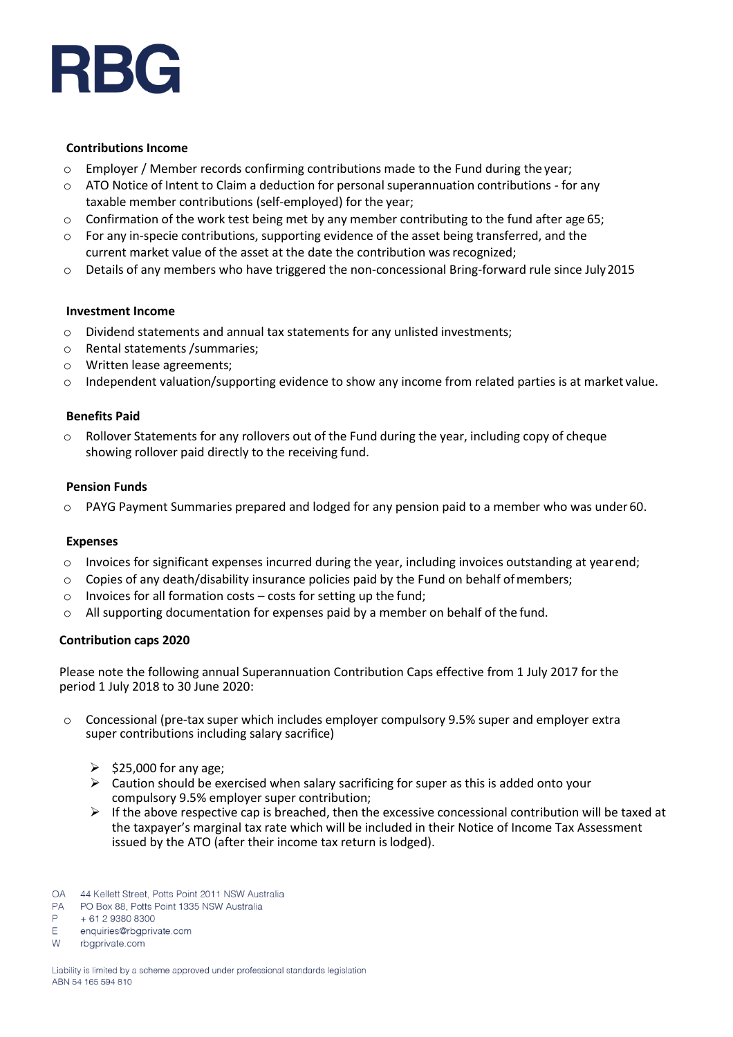**Contributions Income**

- Employer / Member records confirming contributions made to the Fund during the year;
- ATO Notice of Intent to Claim a deduction for personal superannuation contributions - for any taxable member contributions (self-employed) for the year;
- Confirmation of the work test being met by any member contributing to the fund after age 65;
- For any in-specie contributions, supporting evidence of the asset being transferred, and the current market value of the asset at the date the contribution was recognized;
- Details of any members who have triggered the non-concessional Bring-forward rule since July 2015

**Investment Income**

- Dividend statements and annual tax statements for any unlisted investments;
- Rental statements /summaries;
- Written lease agreements;
- Independent valuation/supporting evidence to show any income from related parties is at market value.

**Benefits Paid**

- Rollover Statements for any rollovers out of the Fund during the year, including copy of cheque showing rollover paid directly to the receiving fund.

**Pension Funds**

- PAYG Payment Summaries prepared and lodged for any pension paid to a member who was under 60.

**Expenses**

- Invoices for significant expenses incurred during the year, including invoices outstanding at year end;
- Copies of any death/disability insurance policies paid by the Fund on behalf of members;
- Invoices for all formation costs – costs for setting up the fund;
- All supporting documentation for expenses paid by a member on behalf of the fund.

**Contribution caps 2020**

Please note the following annual Superannuation Contribution Caps effective from 1 July 2017 for the period 1 July 2018 to 30 June 2020:

- Concessional (pre-tax super which includes employer compulsory 9.5% super and employer extra super contributions including salary sacrifice)
  - $25,000 for any age;
  - Caution should be exercised when salary sacrificing for super as this is added onto your compulsory 9.5% employer super contribution;
  - If the above respective cap is breached, then the excessive concessional contribution will be taxed at the taxpayer's marginal tax rate which will be included in their Notice of Income Tax Assessment issued by the ATO (after their income tax return is lodged).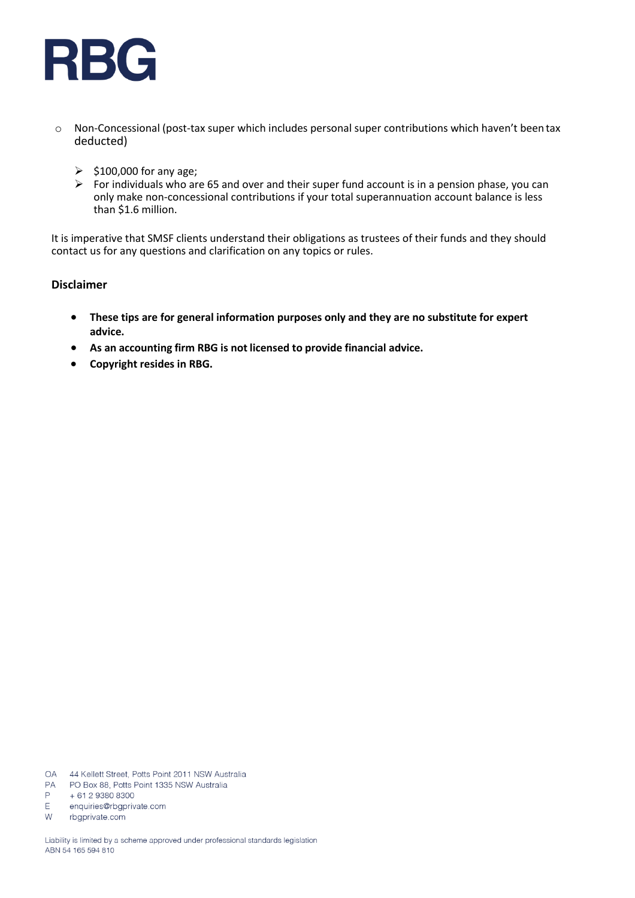- Non-Concessional (post-tax super which includes personal super contributions which haven't been tax deducted)

  - $100,000 for any age;
  - For individuals who are 65 and over and their super fund account is in a pension phase, you can only make non-concessional contributions if your total superannuation account balance is less than $1.6 million.

It is imperative that SMSF clients understand their obligations as trustees of their funds and they should contact us for any questions and clarification on any topics or rules.

### Disclaimer

- **These tips are for general information purposes only and they are no substitute for expert advice.**
- **As an accounting firm RBG is not licensed to provide financial advice.**
- **Copyright resides in RBG.**

OA 44 Kellett Street, Potts Point 2011 NSW Australia
PA PO Box 88, Potts Point 1335 NSW Australia
P + 61 2 9380 8300
E enquiries@rbgprivate.com
W rbgprivate.com

Liability is limited by a scheme approved under professional standards legislation
ABN 54 165 594 810